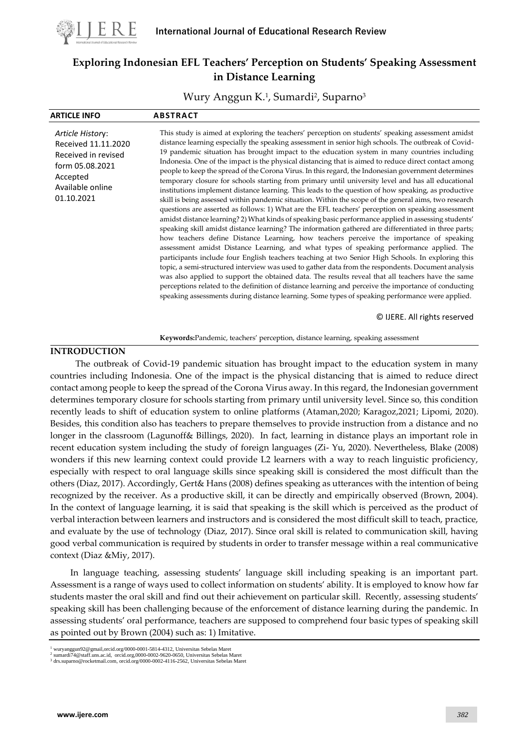# Exploring Indonesian EFL Teachers' Perception on Students' Speaking Assessment in Distance Learning

Wury Anggun K.[1], Sumardi[2], Suparno[3]

| ARTICLE INFO | ABSTRACT |
|---|---|
| *Article History*: Received 11.11.2020 Received in revised form 05.08.2021 Accepted Available online 01.10.2021 | This study is aimed at exploring the teachers' perception on students' speaking assessment amidst distance learning especially the speaking assessment in senior high schools. The outbreak of Covid-19 pandemic situation has brought impact to the education system in many countries including Indonesia. One of the impact is the physical distancing that is aimed to reduce direct contact among people to keep the spread of the Corona Virus. In this regard, the Indonesian government determines temporary closure for schools starting from primary until university level and has all educational institutions implement distance learning. This leads to the question of how speaking, as productive skill is being assessed within pandemic situation. Within the scope of the general aims, two research questions are asserted as follows: 1) What are the EFL teachers' perception on speaking assessment amidst distance learning? 2) What kinds of speaking basic performance applied in assessing students' speaking skill amidst distance learning? The information gathered are differentiated in three parts; how teachers define Distance Learning, how teachers perceive the importance of speaking assessment amidst Distance Learning, and what types of speaking performance applied. The participants include four English teachers teaching at two Senior High Schools. In exploring this topic, a semi-structured interview was used to gather data from the respondents. Document analysis was also applied to support the obtained data. The results reveal that all teachers have the same perceptions related to the definition of distance learning and perceive the importance of conducting speaking assessments during distance learning. Some types of speaking performance were applied. |

© IJERE. All rights reserved

**Keywords:** Pandemic, teachers' perception, distance learning, speaking assessment

## INTRODUCTION

The outbreak of Covid-19 pandemic situation has brought impact to the education system in many countries including Indonesia. One of the impact is the physical distancing that is aimed to reduce direct contact among people to keep the spread of the Corona Virus away. In this regard, the Indonesian government determines temporary closure for schools starting from primary until university level. Since so, this condition recently leads to shift of education system to online platforms (Ataman,2020; Karagoz,2021; Lipomi, 2020). Besides, this condition also has teachers to prepare themselves to provide instruction from a distance and no longer in the classroom (Lagunoff& Billings, 2020). In fact, learning in distance plays an important role in recent education system including the study of foreign languages (Zi- Yu, 2020). Nevertheless, Blake (2008) wonders if this new learning context could provide L2 learners with a way to reach linguistic proficiency, especially with respect to oral language skills since speaking skill is considered the most difficult than the others (Diaz, 2017). Accordingly, Gert& Hans (2008) defines speaking as utterances with the intention of being recognized by the receiver. As a productive skill, it can be directly and empirically observed (Brown, 2004). In the context of language learning, it is said that speaking is the skill which is perceived as the product of verbal interaction between learners and instructors and is considered the most difficult skill to teach, practice, and evaluate by the use of technology (Diaz, 2017). Since oral skill is related to communication skill, having good verbal communication is required by students in order to transfer message within a real communicative context (Diaz &Miy, 2017).

In language teaching, assessing students' language skill including speaking is an important part. Assessment is a range of ways used to collect information on students' ability. It is employed to know how far students master the oral skill and find out their achievement on particular skill. Recently, assessing students' speaking skill has been challenging because of the enforcement of distance learning during the pandemic. In assessing students' oral performance, teachers are supposed to comprehend four basic types of speaking skill as pointed out by Brown (2004) such as: 1) Imitative.

[1] wuryanggun92@gmail,orcid.org/0000-0001-5814-4312, Universitas Sebelas Maret
[2] sumardi74@staff.uns.ac.id, orcid.org,0000-0002-9620-0650, Universitas Sebelas Maret
[3] drs.suparno@rocketmail.com, orcid.org/0000-0002-4116-2562, Universitas Sebelas Maret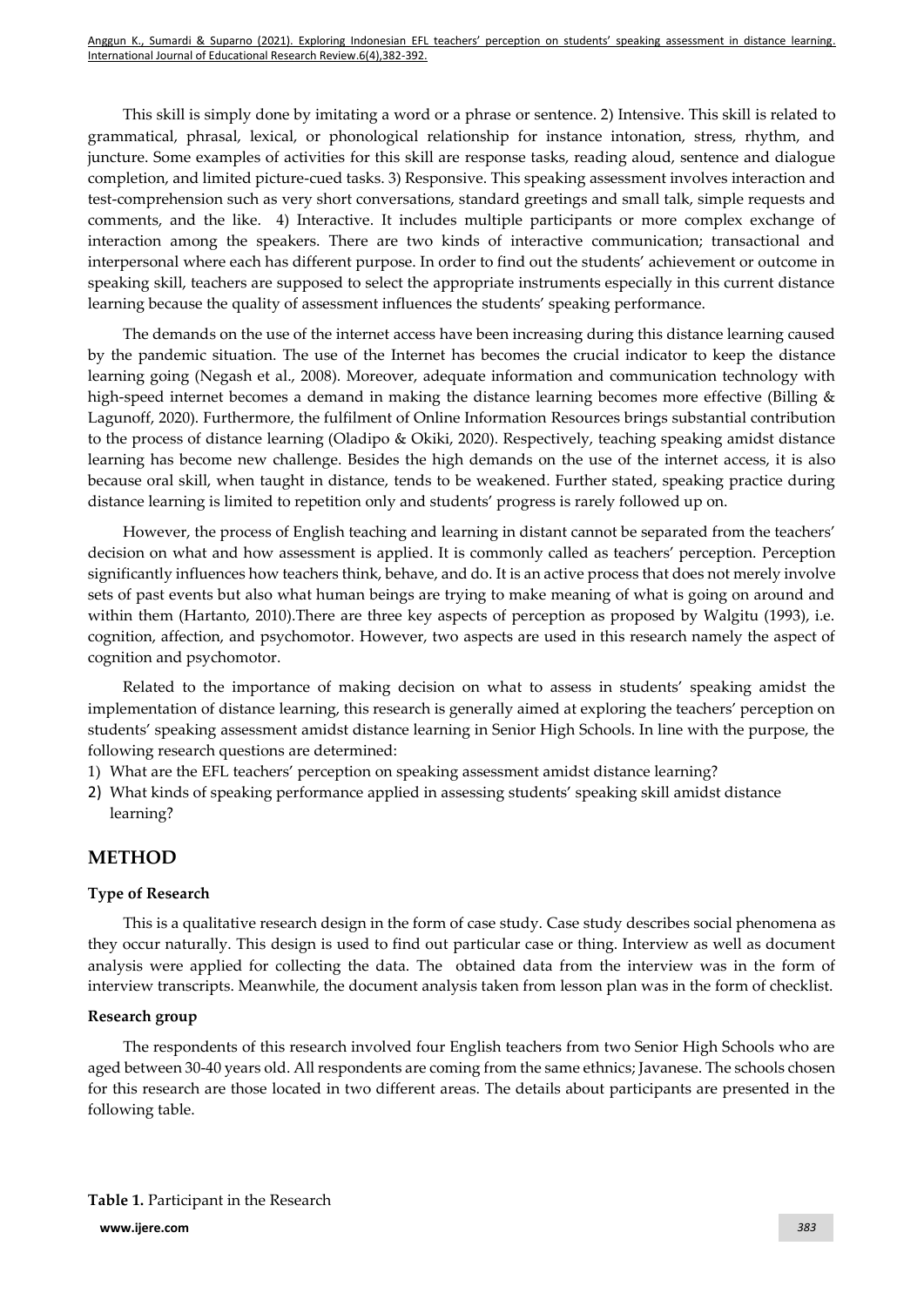This skill is simply done by imitating a word or a phrase or sentence. 2) Intensive. This skill is related to grammatical, phrasal, lexical, or phonological relationship for instance intonation, stress, rhythm, and juncture. Some examples of activities for this skill are response tasks, reading aloud, sentence and dialogue completion, and limited picture-cued tasks. 3) Responsive. This speaking assessment involves interaction and test-comprehension such as very short conversations, standard greetings and small talk, simple requests and comments, and the like. 4) Interactive. It includes multiple participants or more complex exchange of interaction among the speakers. There are two kinds of interactive communication; transactional and interpersonal where each has different purpose. In order to find out the students' achievement or outcome in speaking skill, teachers are supposed to select the appropriate instruments especially in this current distance learning because the quality of assessment influences the students' speaking performance.

The demands on the use of the internet access have been increasing during this distance learning caused by the pandemic situation. The use of the Internet has becomes the crucial indicator to keep the distance learning going (Negash et al., 2008). Moreover, adequate information and communication technology with high-speed internet becomes a demand in making the distance learning becomes more effective (Billing & Lagunoff, 2020). Furthermore, the fulfilment of Online Information Resources brings substantial contribution to the process of distance learning (Oladipo & Okiki, 2020). Respectively, teaching speaking amidst distance learning has become new challenge. Besides the high demands on the use of the internet access, it is also because oral skill, when taught in distance, tends to be weakened. Further stated, speaking practice during distance learning is limited to repetition only and students' progress is rarely followed up on.

However, the process of English teaching and learning in distant cannot be separated from the teachers' decision on what and how assessment is applied. It is commonly called as teachers' perception. Perception significantly influences how teachers think, behave, and do. It is an active process that does not merely involve sets of past events but also what human beings are trying to make meaning of what is going on around and within them (Hartanto, 2010).There are three key aspects of perception as proposed by Walgitu (1993), i.e. cognition, affection, and psychomotor. However, two aspects are used in this research namely the aspect of cognition and psychomotor.

Related to the importance of making decision on what to assess in students' speaking amidst the implementation of distance learning, this research is generally aimed at exploring the teachers' perception on students' speaking assessment amidst distance learning in Senior High Schools. In line with the purpose, the following research questions are determined:

1) What are the EFL teachers' perception on speaking assessment amidst distance learning?
2) What kinds of speaking performance applied in assessing students' speaking skill amidst distance learning?

## METHOD

### Type of Research

This is a qualitative research design in the form of case study. Case study describes social phenomena as they occur naturally. This design is used to find out particular case or thing. Interview as well as document analysis were applied for collecting the data. The obtained data from the interview was in the form of interview transcripts. Meanwhile, the document analysis taken from lesson plan was in the form of checklist.

### Research group

The respondents of this research involved four English teachers from two Senior High Schools who are aged between 30-40 years old. All respondents are coming from the same ethnics; Javanese. The schools chosen for this research are those located in two different areas. The details about participants are presented in the following table.

**Table 1.** Participant in the Research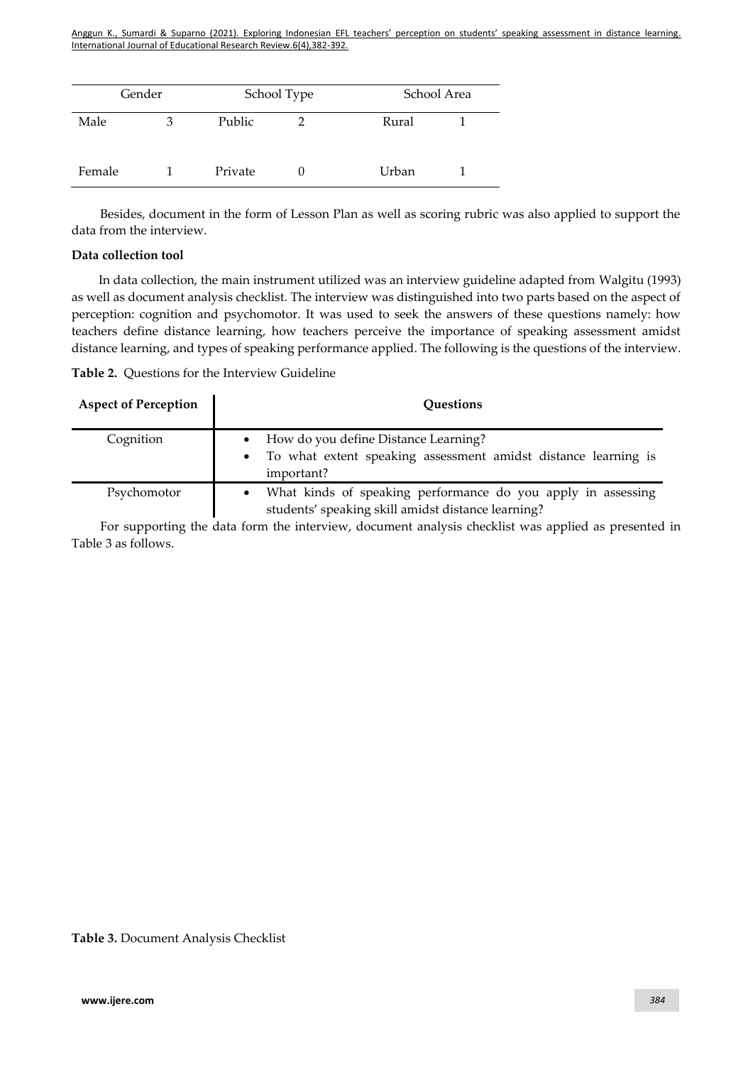| Gender | | School Type | | School Area | |
|---|---|---|---|---|---|
| Male | 3 | Public | 2 | Rural | 1 |
| Female | 1 | Private | 0 | Urban | 1 |

Besides, document in the form of Lesson Plan as well as scoring rubric was also applied to support the data from the interview.

**Data collection tool**

In data collection, the main instrument utilized was an interview guideline adapted from Walgitu (1993) as well as document analysis checklist. The interview was distinguished into two parts based on the aspect of perception: cognition and psychomotor. It was used to seek the answers of these questions namely: how teachers define distance learning, how teachers perceive the importance of speaking assessment amidst distance learning, and types of speaking performance applied. The following is the questions of the interview.

**Table 2.** Questions for the Interview Guideline

| Aspect of Perception | Questions |
|---|---|
| Cognition | • How do you define Distance Learning?<br>• To what extent speaking assessment amidst distance learning is important? |
| Psychomotor | • What kinds of speaking performance do you apply in assessing students' speaking skill amidst distance learning? |

For supporting the data form the interview, document analysis checklist was applied as presented in Table 3 as follows.

**Table 3.** Document Analysis Checklist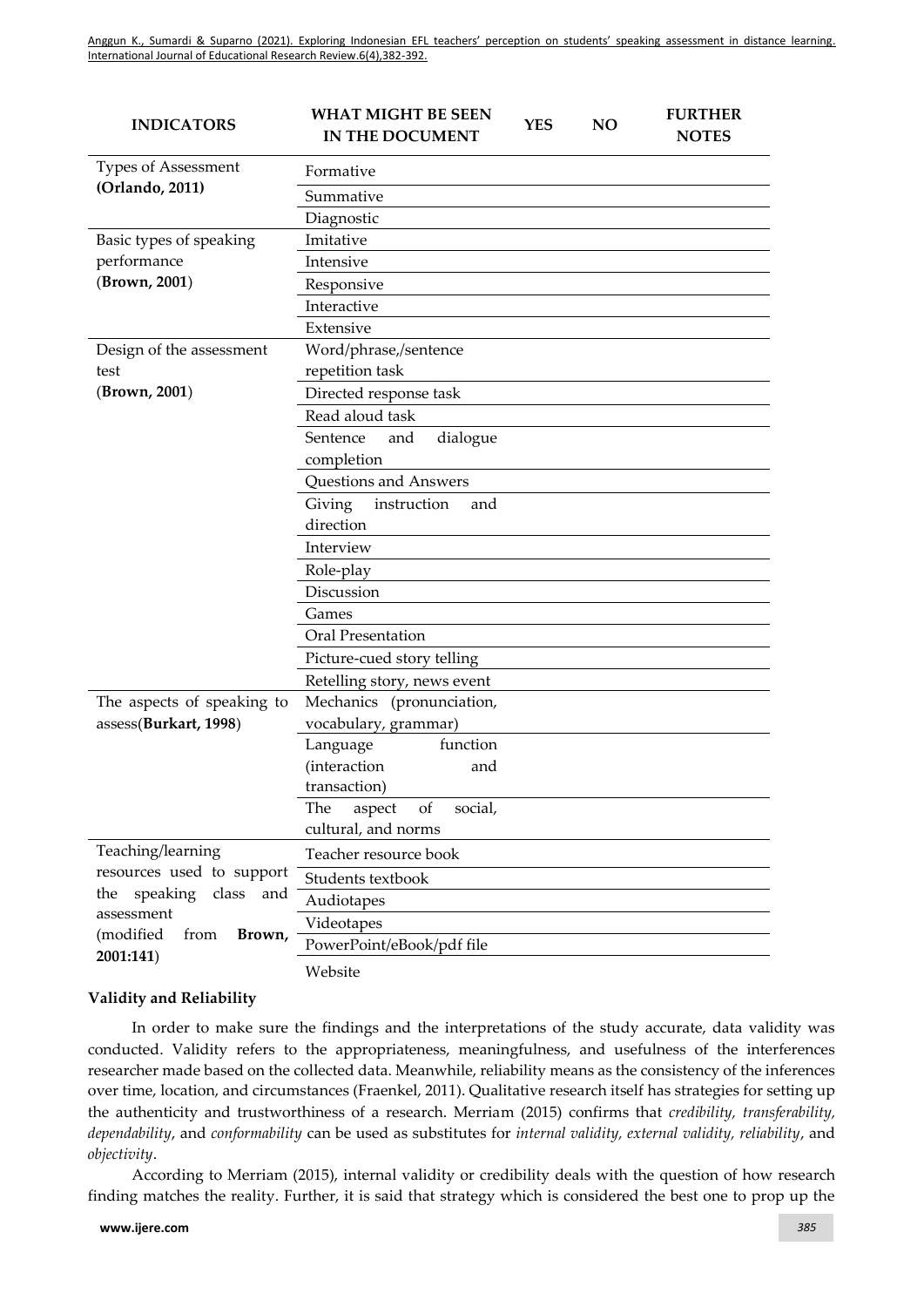| INDICATORS | WHAT MIGHT BE SEEN IN THE DOCUMENT | YES | NO | FURTHER NOTES |
|---|---|---|---|---|
| Types of Assessment **(Orlando, 2011)** | Formative | | | |
| | Summative | | | |
| | Diagnostic | | | |
| Basic types of speaking performance (**Brown, 2001**) | Imitative | | | |
| | Intensive | | | |
| | Responsive | | | |
| | Interactive | | | |
| | Extensive | | | |
| Design of the assessment test (**Brown, 2001**) | Word/phrase,/sentence repetition task | | | |
| | Directed response task | | | |
| | Read aloud task | | | |
| | Sentence and dialogue completion | | | |
| | Questions and Answers | | | |
| | Giving instruction and direction | | | |
| | Interview | | | |
| | Role-play | | | |
| | Discussion | | | |
| | Games | | | |
| | Oral Presentation | | | |
| | Picture-cued story telling | | | |
| | Retelling story, news event | | | |
| The aspects of speaking to assess(**Burkart, 1998**) | Mechanics (pronunciation, vocabulary, grammar) | | | |
| | Language function (interaction and transaction) | | | |
| | The aspect of social, cultural, and norms | | | |
| Teaching/learning resources used to support the speaking class and assessment (modified from **Brown, 2001:141**) | Teacher resource book | | | |
| | Students textbook | | | |
| | Audiotapes | | | |
| | Videotapes | | | |
| | PowerPoint/eBook/pdf file | | | |
| | Website | | | |

### Validity and Reliability

In order to make sure the findings and the interpretations of the study accurate, data validity was conducted. Validity refers to the appropriateness, meaningfulness, and usefulness of the interferences researcher made based on the collected data. Meanwhile, reliability means as the consistency of the inferences over time, location, and circumstances (Fraenkel, 2011). Qualitative research itself has strategies for setting up the authenticity and trustworthiness of a research. Merriam (2015) confirms that *credibility, transferability, dependability*, and *conformability* can be used as substitutes for *internal validity, external validity, reliability*, and *objectivity*.

According to Merriam (2015), internal validity or credibility deals with the question of how research finding matches the reality. Further, it is said that strategy which is considered the best one to prop up the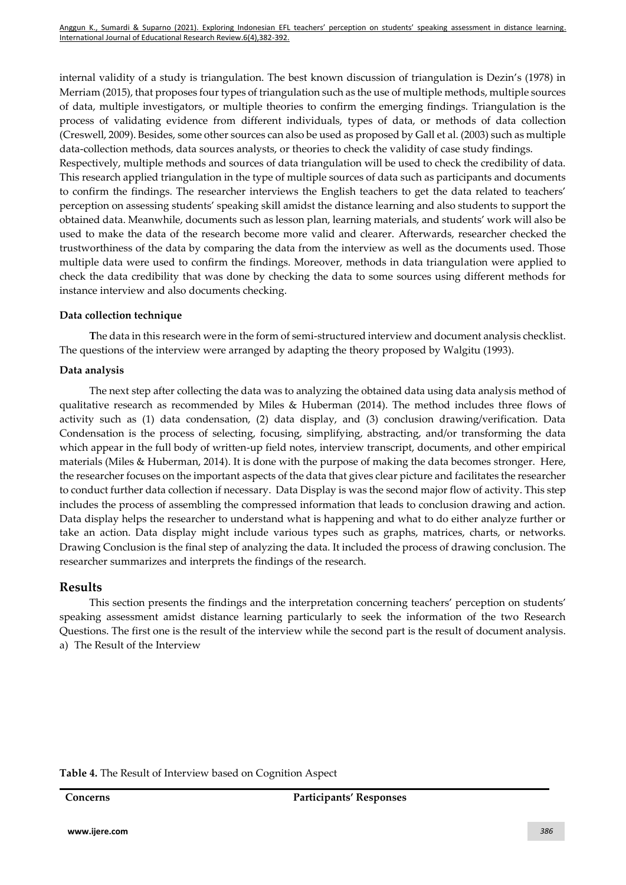internal validity of a study is triangulation. The best known discussion of triangulation is Dezin's (1978) in Merriam (2015), that proposes four types of triangulation such as the use of multiple methods, multiple sources of data, multiple investigators, or multiple theories to confirm the emerging findings. Triangulation is the process of validating evidence from different individuals, types of data, or methods of data collection (Creswell, 2009). Besides, some other sources can also be used as proposed by Gall et al. (2003) such as multiple data-collection methods, data sources analysts, or theories to check the validity of case study findings.

Respectively, multiple methods and sources of data triangulation will be used to check the credibility of data. This research applied triangulation in the type of multiple sources of data such as participants and documents to confirm the findings. The researcher interviews the English teachers to get the data related to teachers' perception on assessing students' speaking skill amidst the distance learning and also students to support the obtained data. Meanwhile, documents such as lesson plan, learning materials, and students' work will also be used to make the data of the research become more valid and clearer. Afterwards, researcher checked the trustworthiness of the data by comparing the data from the interview as well as the documents used. Those multiple data were used to confirm the findings. Moreover, methods in data triangulation were applied to check the data credibility that was done by checking the data to some sources using different methods for instance interview and also documents checking.

**Data collection technique**

The data in this research were in the form of semi-structured interview and document analysis checklist. The questions of the interview were arranged by adapting the theory proposed by Walgitu (1993).

**Data analysis**

The next step after collecting the data was to analyzing the obtained data using data analysis method of qualitative research as recommended by Miles & Huberman (2014). The method includes three flows of activity such as (1) data condensation, (2) data display, and (3) conclusion drawing/verification. Data Condensation is the process of selecting, focusing, simplifying, abstracting, and/or transforming the data which appear in the full body of written-up field notes, interview transcript, documents, and other empirical materials (Miles & Huberman, 2014). It is done with the purpose of making the data becomes stronger. Here, the researcher focuses on the important aspects of the data that gives clear picture and facilitates the researcher to conduct further data collection if necessary. Data Display is was the second major flow of activity. This step includes the process of assembling the compressed information that leads to conclusion drawing and action. Data display helps the researcher to understand what is happening and what to do either analyze further or take an action. Data display might include various types such as graphs, matrices, charts, or networks. Drawing Conclusion is the final step of analyzing the data. It included the process of drawing conclusion. The researcher summarizes and interprets the findings of the research.

## Results

This section presents the findings and the interpretation concerning teachers' perception on students' speaking assessment amidst distance learning particularly to seek the information of the two Research Questions. The first one is the result of the interview while the second part is the result of document analysis.

a) The Result of the Interview

**Table 4.** The Result of Interview based on Cognition Aspect

| Concerns | Participants' Responses |
|---|---|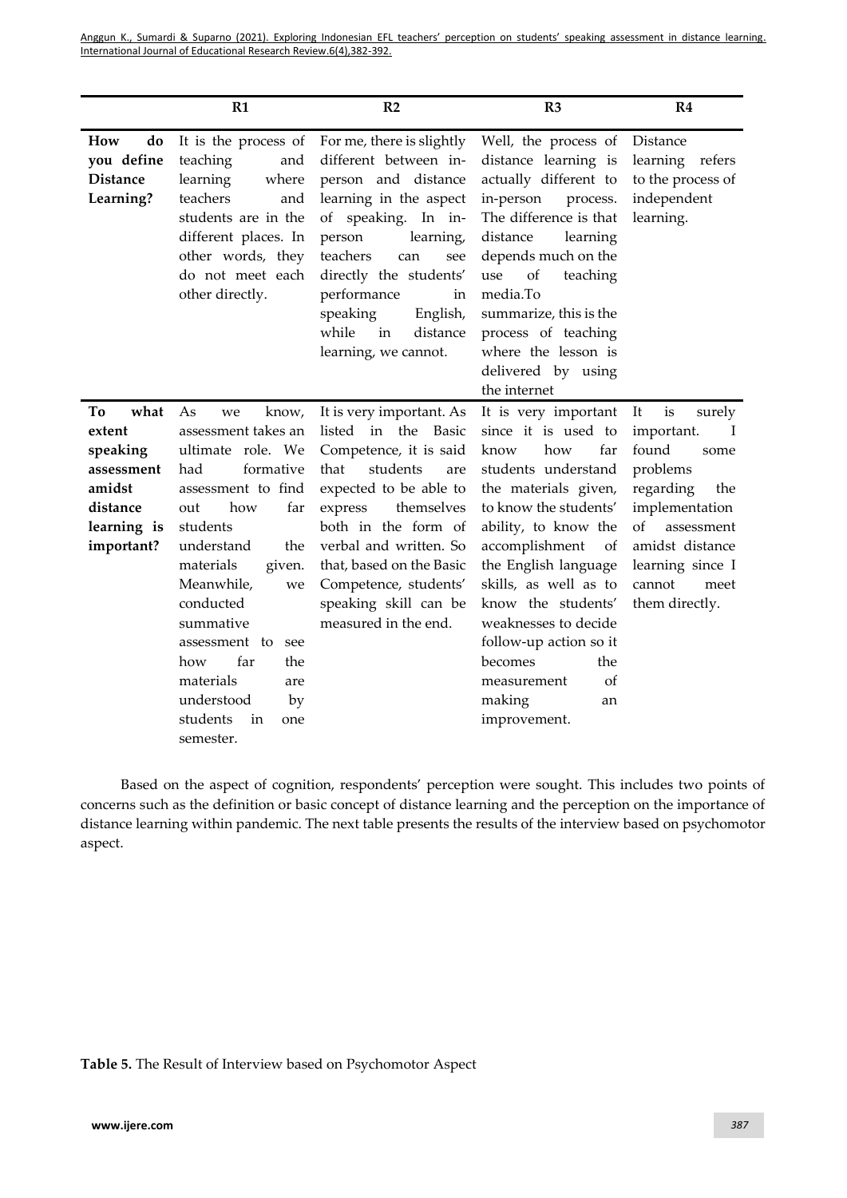| | R1 | R2 | R3 | R4 |
|---|---|---|---|---|
| **How do you define Distance Learning?** | It is the process of teaching and learning where teachers and students are in the different places. In other words, they do not meet each other directly. | For me, there is slightly different between in-person and distance learning in the aspect of speaking. In in-person learning, teachers can see directly the students' performance in speaking English, while in distance learning, we cannot. | Well, the process of distance learning is actually different to in-person process. The difference is that distance learning depends much on the use of teaching media.To summarize, this is the process of teaching where the lesson is delivered by using the internet | Distance learning refers to the process of independent learning. |
| **To what extent speaking assessment amidst distance learning is important?** | As we know, assessment takes an ultimate role. We had formative assessment to find out how far students understand the materials given. Meanwhile, we conducted summative assessment to see how far the materials are understood by students in one semester. | It is very important. As listed in the Basic Competence, it is said that students are expected to be able to express themselves both in the form of verbal and written. So that, based on the Basic Competence, students' speaking skill can be measured in the end. | It is very important since it is used to know how far students understand the materials given, to know the students' ability, to know the accomplishment of the English language skills, as well as to know the students' weaknesses to decide follow-up action so it becomes the measurement of making an improvement. | It is surely important. I found some problems regarding the implementation of assessment amidst distance learning since I cannot meet them directly. |

Based on the aspect of cognition, respondents' perception were sought. This includes two points of concerns such as the definition or basic concept of distance learning and the perception on the importance of distance learning within pandemic. The next table presents the results of the interview based on psychomotor aspect.

**Table 5.** The Result of Interview based on Psychomotor Aspect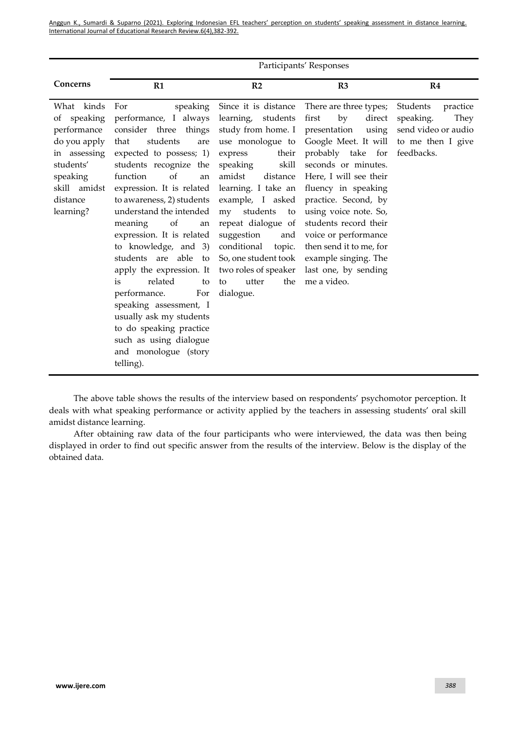| Concerns | Participants' Responses | | | |
|---|---|---|---|---|
| | R1 | R2 | R3 | R4 |
| What kinds of speaking performance do you apply in assessing students' speaking skill amidst distance learning? | For speaking performance, I always consider three things that students are expected to possess; 1) students recognize the function of an expression. It is related to awareness, 2) students understand the intended meaning of an expression. It is related to knowledge, and 3) students are able to apply the expression. It is related to performance. For speaking assessment, I usually ask my students to do speaking practice such as using dialogue and monologue (story telling). | Since it is distance learning, students study from home. I use monologue to express their speaking skill amidst distance learning. I take an example, I asked my students to repeat dialogue of suggestion and conditional topic. So, one student took two roles of speaker to utter the dialogue. | There are three types; first by direct presentation using Google Meet. It will probably take for seconds or minutes. Here, I will see their fluency in speaking practice. Second, by using voice note. So, students record their voice or performance then send it to me, for example singing. The last one, by sending me a video. | Students practice speaking. They send video or audio to me then I give feedbacks. |

The above table shows the results of the interview based on respondents' psychomotor perception. It deals with what speaking performance or activity applied by the teachers in assessing students' oral skill amidst distance learning.

After obtaining raw data of the four participants who were interviewed, the data was then being displayed in order to find out specific answer from the results of the interview. Below is the display of the obtained data.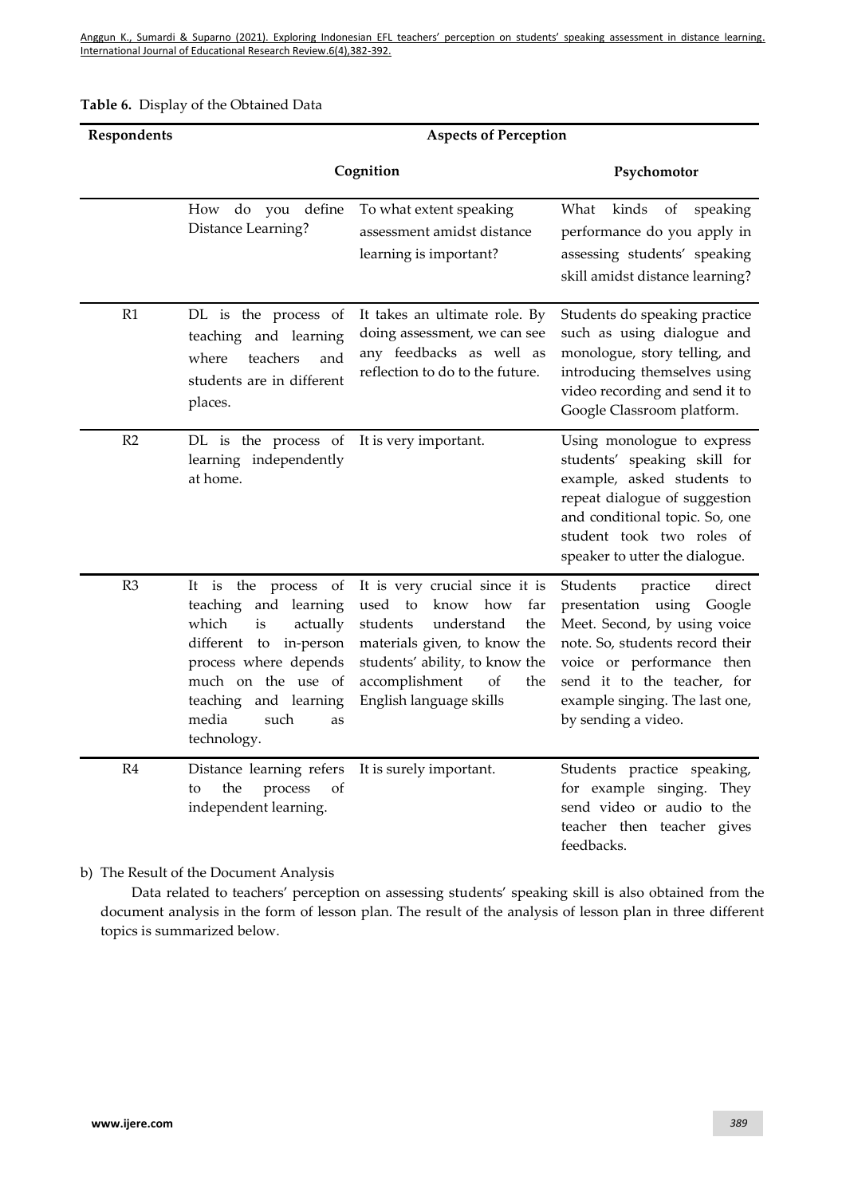**Table 6.** Display of the Obtained Data

| Respondents | Aspects of Perception | | |
|---|---|---|---|
| | Cognition | | Psychomotor |
| | How do you define Distance Learning? | To what extent speaking assessment amidst distance learning is important? | What kinds of speaking performance do you apply in assessing students' speaking skill amidst distance learning? |
| R1 | DL is the process of teaching and learning where teachers and students are in different places. | It takes an ultimate role. By doing assessment, we can see any feedbacks as well as reflection to do to the future. | Students do speaking practice such as using dialogue and monologue, story telling, and introducing themselves using video recording and send it to Google Classroom platform. |
| R2 | DL is the process of learning independently at home. | It is very important. | Using monologue to express students' speaking skill for example, asked students to repeat dialogue of suggestion and conditional topic. So, one student took two roles of speaker to utter the dialogue. |
| R3 | It is the process of teaching and learning which is actually different to in-person process where depends much on the use of teaching and learning media such as technology. | It is very crucial since it is used to know how far students understand the materials given, to know the students' ability, to know the accomplishment of the English language skills | Students practice direct presentation using Google Meet. Second, by using voice note. So, students record their voice or performance then send it to the teacher, for example singing. The last one, by sending a video. |
| R4 | Distance learning refers to the process of independent learning. | It is surely important. | Students practice speaking, for example singing. They send video or audio to the teacher then teacher gives feedbacks. |

b) The Result of the Document Analysis

Data related to teachers' perception on assessing students' speaking skill is also obtained from the document analysis in the form of lesson plan. The result of the analysis of lesson plan in three different topics is summarized below.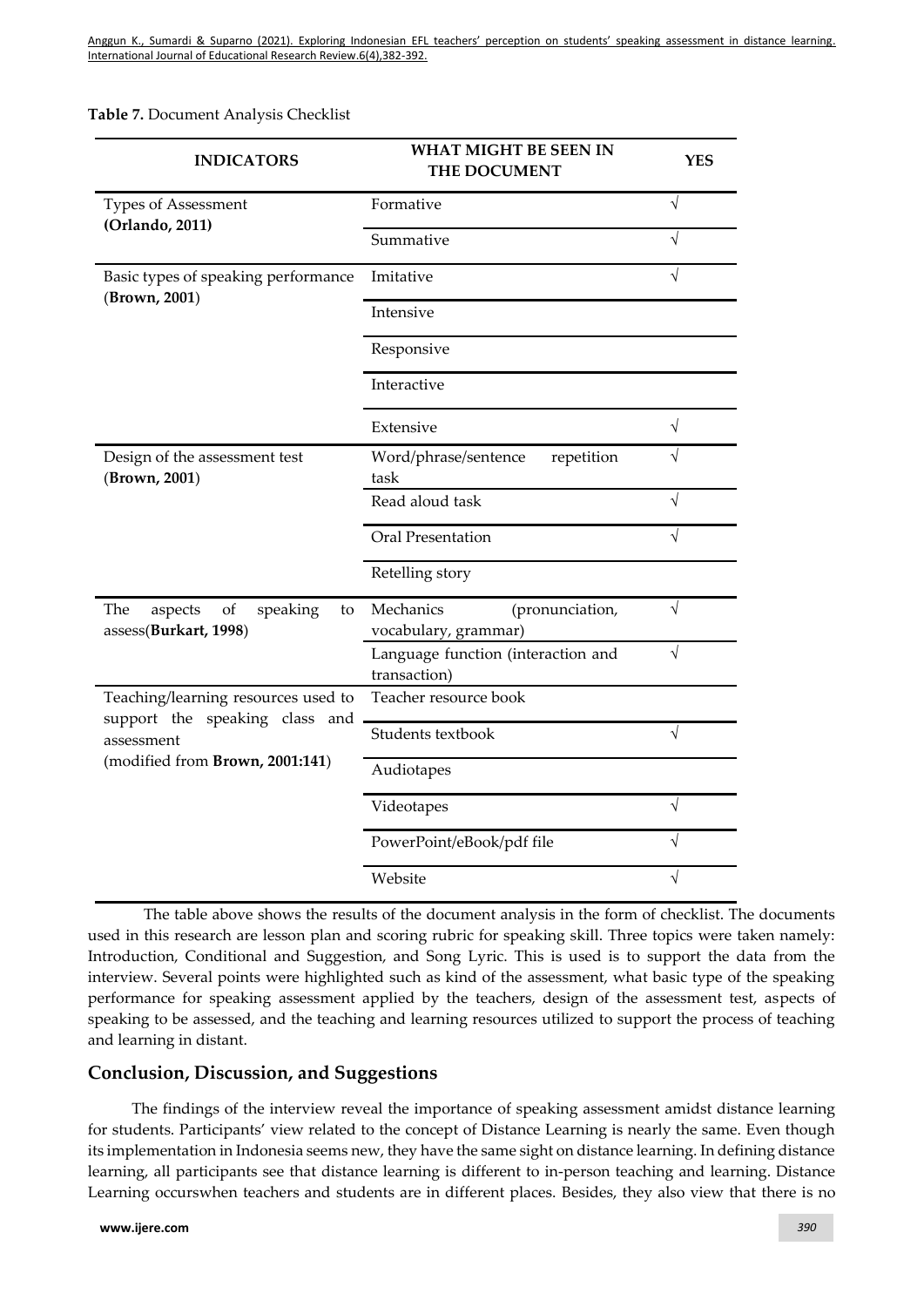**Table 7.** Document Analysis Checklist

| INDICATORS | WHAT MIGHT BE SEEN IN THE DOCUMENT | YES |
|---|---|---|
| Types of Assessment **(Orlando, 2011)** | Formative | √ |
| | Summative | √ |
| Basic types of speaking performance (**Brown, 2001**) | Imitative | √ |
| | Intensive | |
| | Responsive | |
| | Interactive | |
| | Extensive | √ |
| Design of the assessment test (**Brown, 2001**) | Word/phrase/sentence repetition task | √ |
| | Read aloud task | √ |
| | Oral Presentation | √ |
| | Retelling story | |
| The aspects of speaking to assess(**Burkart, 1998**) | Mechanics (pronunciation, vocabulary, grammar) | √ |
| | Language function (interaction and transaction) | √ |
| Teaching/learning resources used to support the speaking class and assessment (modified from **Brown, 2001:141**) | Teacher resource book | |
| | Students textbook | √ |
| | Audiotapes | |
| | Videotapes | √ |
| | PowerPoint/eBook/pdf file | √ |
| | Website | √ |

The table above shows the results of the document analysis in the form of checklist. The documents used in this research are lesson plan and scoring rubric for speaking skill. Three topics were taken namely: Introduction, Conditional and Suggestion, and Song Lyric. This is used is to support the data from the interview. Several points were highlighted such as kind of the assessment, what basic type of the speaking performance for speaking assessment applied by the teachers, design of the assessment test, aspects of speaking to be assessed, and the teaching and learning resources utilized to support the process of teaching and learning in distant.

## Conclusion, Discussion, and Suggestions

The findings of the interview reveal the importance of speaking assessment amidst distance learning for students. Participants' view related to the concept of Distance Learning is nearly the same. Even though its implementation in Indonesia seems new, they have the same sight on distance learning. In defining distance learning, all participants see that distance learning is different to in-person teaching and learning. Distance Learning occurswhen teachers and students are in different places. Besides, they also view that there is no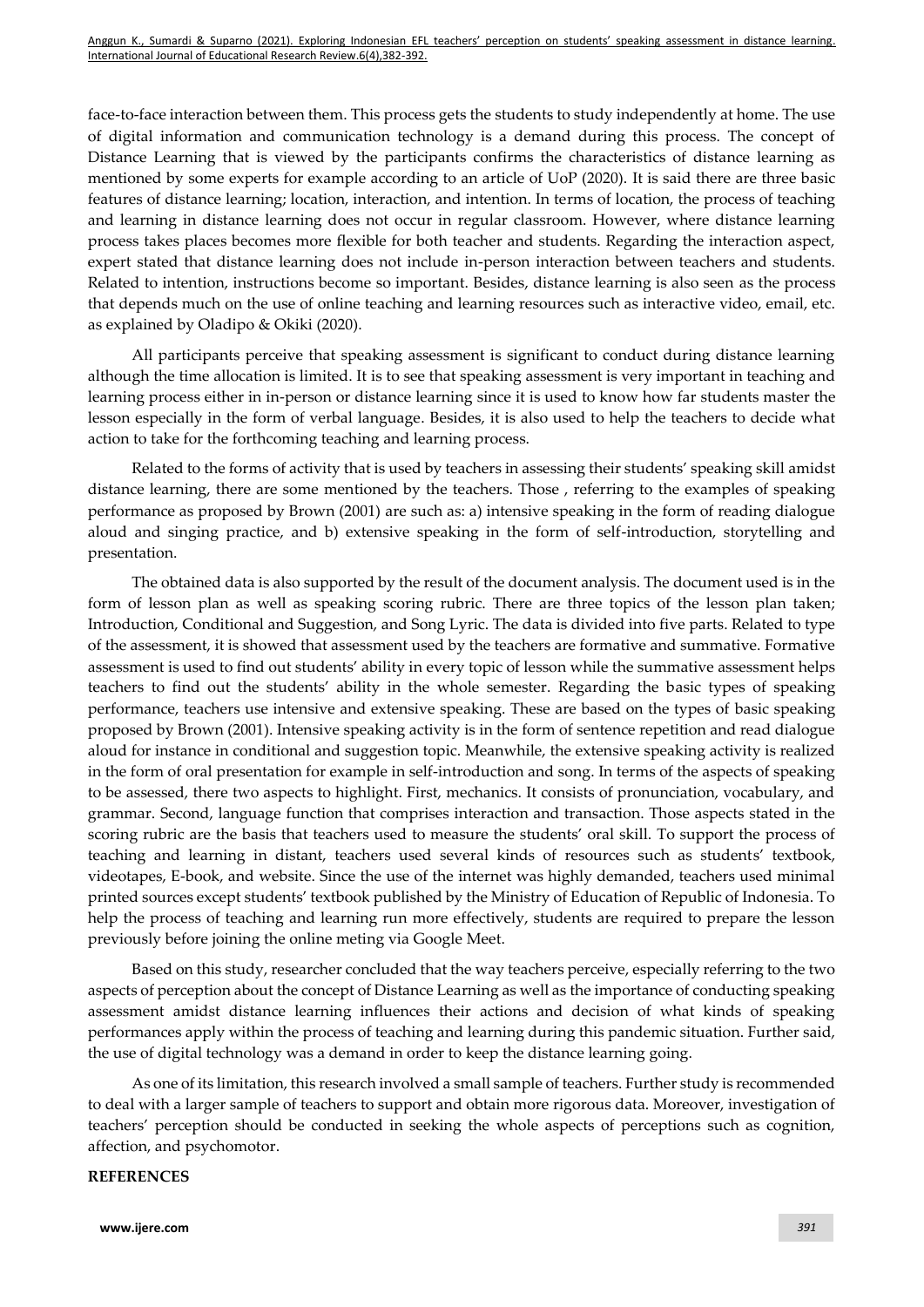face-to-face interaction between them. This process gets the students to study independently at home. The use of digital information and communication technology is a demand during this process. The concept of Distance Learning that is viewed by the participants confirms the characteristics of distance learning as mentioned by some experts for example according to an article of UoP (2020). It is said there are three basic features of distance learning; location, interaction, and intention. In terms of location, the process of teaching and learning in distance learning does not occur in regular classroom. However, where distance learning process takes places becomes more flexible for both teacher and students. Regarding the interaction aspect, expert stated that distance learning does not include in-person interaction between teachers and students. Related to intention, instructions become so important. Besides, distance learning is also seen as the process that depends much on the use of online teaching and learning resources such as interactive video, email, etc. as explained by Oladipo & Okiki (2020).

All participants perceive that speaking assessment is significant to conduct during distance learning although the time allocation is limited. It is to see that speaking assessment is very important in teaching and learning process either in in-person or distance learning since it is used to know how far students master the lesson especially in the form of verbal language. Besides, it is also used to help the teachers to decide what action to take for the forthcoming teaching and learning process.

Related to the forms of activity that is used by teachers in assessing their students' speaking skill amidst distance learning, there are some mentioned by the teachers. Those , referring to the examples of speaking performance as proposed by Brown (2001) are such as: a) intensive speaking in the form of reading dialogue aloud and singing practice, and b) extensive speaking in the form of self-introduction, storytelling and presentation.

The obtained data is also supported by the result of the document analysis. The document used is in the form of lesson plan as well as speaking scoring rubric. There are three topics of the lesson plan taken; Introduction, Conditional and Suggestion, and Song Lyric. The data is divided into five parts. Related to type of the assessment, it is showed that assessment used by the teachers are formative and summative. Formative assessment is used to find out students' ability in every topic of lesson while the summative assessment helps teachers to find out the students' ability in the whole semester. Regarding the basic types of speaking performance, teachers use intensive and extensive speaking. These are based on the types of basic speaking proposed by Brown (2001). Intensive speaking activity is in the form of sentence repetition and read dialogue aloud for instance in conditional and suggestion topic. Meanwhile, the extensive speaking activity is realized in the form of oral presentation for example in self-introduction and song. In terms of the aspects of speaking to be assessed, there two aspects to highlight. First, mechanics. It consists of pronunciation, vocabulary, and grammar. Second, language function that comprises interaction and transaction. Those aspects stated in the scoring rubric are the basis that teachers used to measure the students' oral skill. To support the process of teaching and learning in distant, teachers used several kinds of resources such as students' textbook, videotapes, E-book, and website. Since the use of the internet was highly demanded, teachers used minimal printed sources except students' textbook published by the Ministry of Education of Republic of Indonesia. To help the process of teaching and learning run more effectively, students are required to prepare the lesson previously before joining the online meting via Google Meet.

Based on this study, researcher concluded that the way teachers perceive, especially referring to the two aspects of perception about the concept of Distance Learning as well as the importance of conducting speaking assessment amidst distance learning influences their actions and decision of what kinds of speaking performances apply within the process of teaching and learning during this pandemic situation. Further said, the use of digital technology was a demand in order to keep the distance learning going.

As one of its limitation, this research involved a small sample of teachers. Further study is recommended to deal with a larger sample of teachers to support and obtain more rigorous data. Moreover, investigation of teachers' perception should be conducted in seeking the whole aspects of perceptions such as cognition, affection, and psychomotor.

**REFERENCES**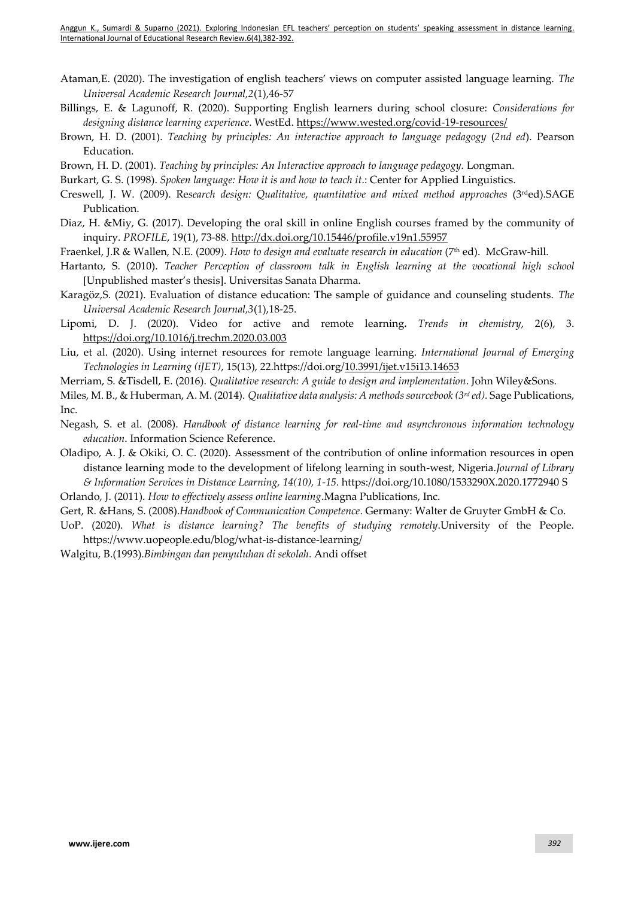Ataman,E. (2020). The investigation of english teachers' views on computer assisted language learning. *The Universal Academic Research Journal,2*(1),46-57

Billings, E. & Lagunoff, R. (2020). Supporting English learners during school closure: *Considerations for designing distance learning experience*. WestEd. https://www.wested.org/covid-19-resources/

Brown, H. D. (2001). *Teaching by principles: An interactive approach to language pedagogy* (*2nd ed*). Pearson Education.

Brown, H. D. (2001). *Teaching by principles: An Interactive approach to language pedagogy.* Longman.

Burkart, G. S. (1998). *Spoken language: How it is and how to teach it*.: Center for Applied Linguistics.

Creswell, J. W. (2009). R*esearch design: Qualitative, quantitative and mixed method approaches* (3rded).SAGE Publication.

Diaz, H. &Miy, G. (2017). Developing the oral skill in online English courses framed by the community of inquiry. *PROFILE*, 19(1), 73-88. http://dx.doi.org/10.15446/profile.v19n1.55957

Fraenkel, J.R & Wallen, N.E. (2009). *How to design and evaluate research in education* (7th ed). McGraw-hill.

Hartanto, S. (2010). *Teacher Perception of classroom talk in English learning at the vocational high school* [Unpublished master's thesis]. Universitas Sanata Dharma.

Karagöz,S. (2021). Evaluation of distance education: The sample of guidance and counseling students. *The Universal Academic Research Journal,3*(1),18-25.

Lipomi, D. J. (2020). Video for active and remote learning**.** *Trends in chemistry*, 2(6), 3. https://doi.org/10.1016/j.trechm.2020.03.003

Liu, et al. (2020). Using internet resources for remote language learning. *International Journal of Emerging Technologies in Learning (iJET)*, 15(13), 22.https://doi.org/10.3991/ijet.v15i13.14653

Merriam, S. &Tisdell, E. (2016). *Qualitative research: A guide to design and implementation*. John Wiley&Sons.

Miles, M. B., & Huberman, A. M. (2014). *Qualitative data analysis: A methods sourcebook (3rd ed).* Sage Publications, Inc.

Negash, S. et al. (2008). *Handbook of distance learning for real-time and asynchronous information technology education*. Information Science Reference.

Oladipo, A. J. & Okiki, O. C. (2020). Assessment of the contribution of online information resources in open distance learning mode to the development of lifelong learning in south-west, Nigeria.*Journal of Library & Information Services in Distance Learning, 14(10), 1-15.* https://doi.org/10.1080/1533290X.2020.1772940 S

Orlando, J. (2011). *How to effectively assess online learning*.Magna Publications, Inc.

Gert, R. &Hans, S. (2008).*Handbook of Communication Competence*. Germany: Walter de Gruyter GmbH & Co.

UoP. (2020). *What is distance learning? The benefits of studying remotely*.University of the People. https://www.uopeople.edu/blog/what-is-distance-learning/

Walgitu, B.(1993).*Bimbingan dan penyuluhan di sekolah*. Andi offset